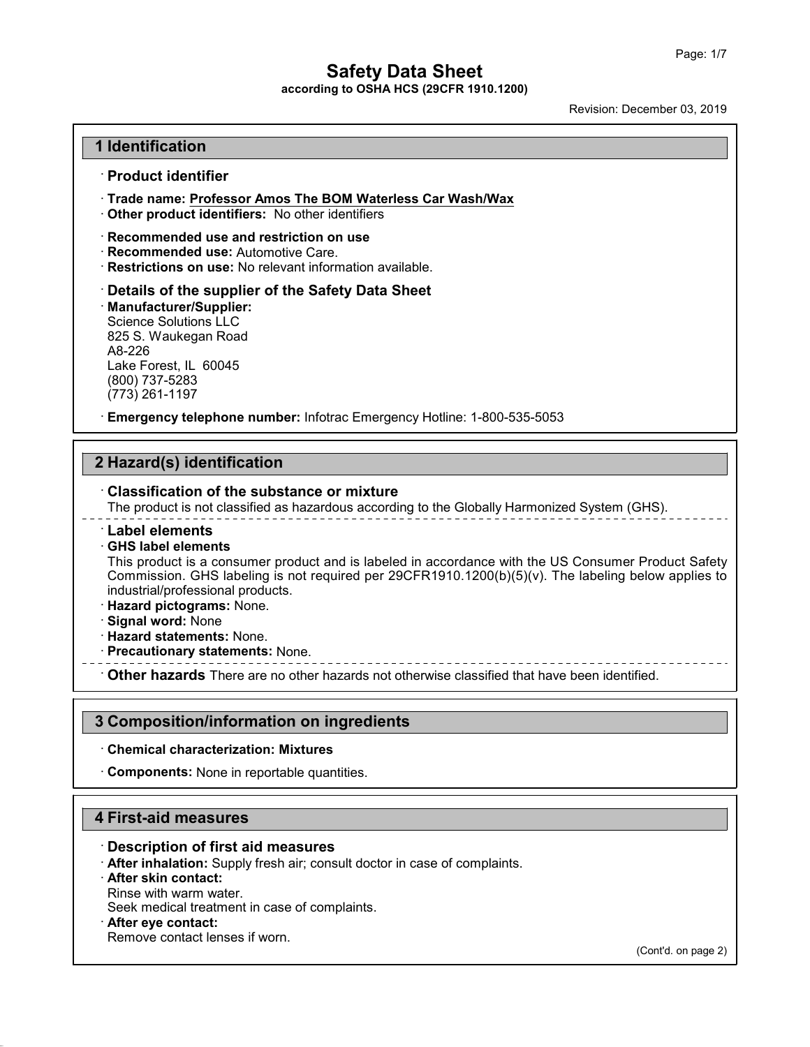# Safety Data Sheet

**according to OSHA HCS (29CFR 1910.1200)**

Revision: December 03, 2019

## 1 Identification

· **Product identifier**

· **Trade name: Professor Amos The BOM Waterless Car Wash/Wax**
· **Other product identifiers:** No other identifiers

· **Recommended use and restriction on use**
· **Recommended use:** Automotive Care.
· **Restrictions on use:** No relevant information available.

· **Details of the supplier of the Safety Data Sheet**
· **Manufacturer/Supplier:**
Science Solutions LLC
825 S. Waukegan Road
A8-226
Lake Forest, IL 60045
(800) 737-5283
(773) 261-1197

· **Emergency telephone number:** Infotrac Emergency Hotline: 1-800-535-5053

## 2 Hazard(s) identification

· **Classification of the substance or mixture**
The product is not classified as hazardous according to the Globally Harmonized System (GHS).

· **Label elements**
· **GHS label elements**
This product is a consumer product and is labeled in accordance with the US Consumer Product Safety Commission. GHS labeling is not required per 29CFR1910.1200(b)(5)(v). The labeling below applies to industrial/professional products.
· **Hazard pictograms:** None.
· **Signal word:** None
· **Hazard statements:** None.
· **Precautionary statements:** None.

· **Other hazards** There are no other hazards not otherwise classified that have been identified.

## 3 Composition/information on ingredients

· **Chemical characterization: Mixtures**

· **Components:** None in reportable quantities.

## 4 First-aid measures

· **Description of first aid measures**
· **After inhalation:** Supply fresh air; consult doctor in case of complaints.
· **After skin contact:**
Rinse with warm water.
Seek medical treatment in case of complaints.
· **After eye contact:**
Remove contact lenses if worn.

(Cont'd. on page 2)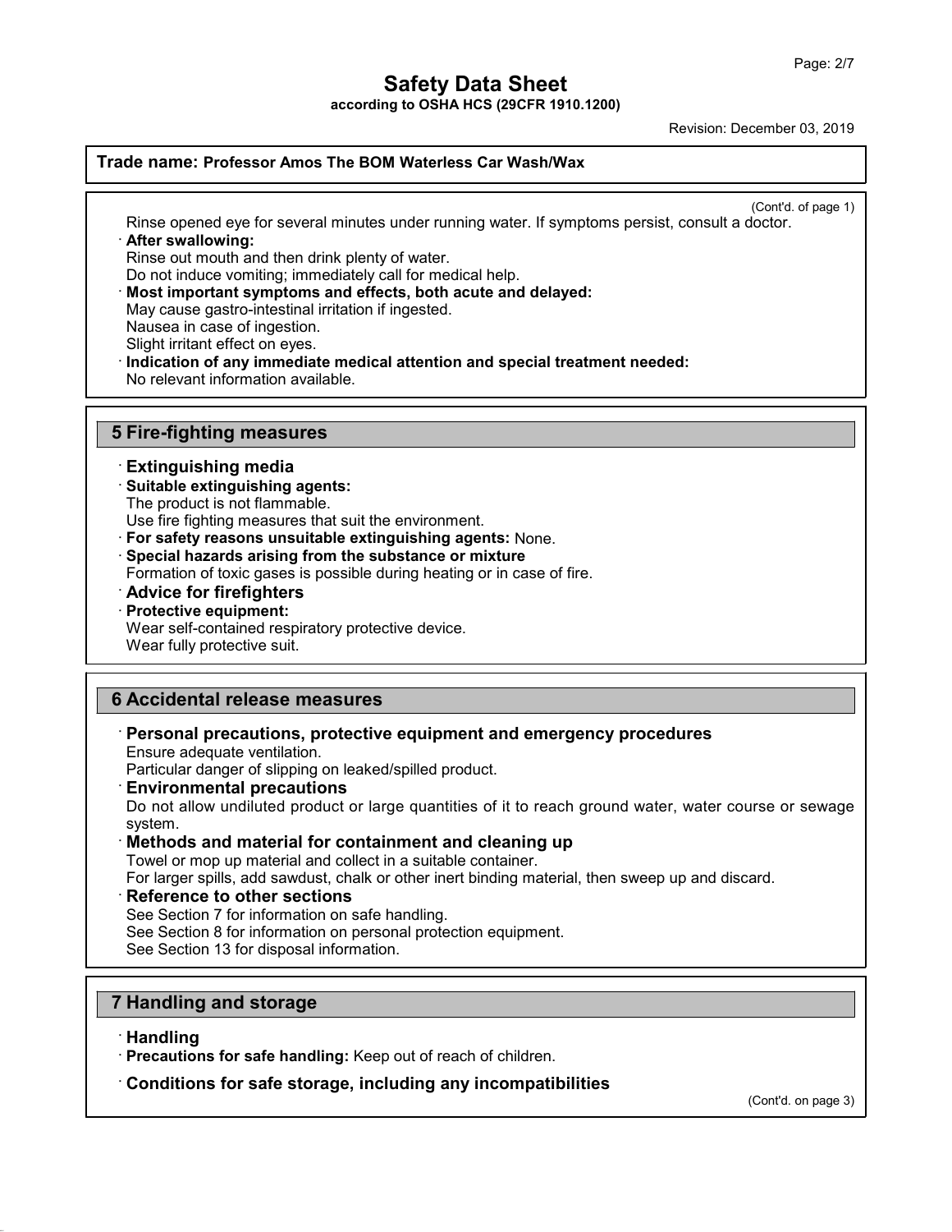**Trade name: Professor Amos The BOM Waterless Car Wash/Wax**

(Cont'd. of page 1)

Rinse opened eye for several minutes under running water. If symptoms persist, consult a doctor.

· **After swallowing:**
Rinse out mouth and then drink plenty of water.
Do not induce vomiting; immediately call for medical help.

· **Most important symptoms and effects, both acute and delayed:**
May cause gastro-intestinal irritation if ingested.
Nausea in case of ingestion.
Slight irritant effect on eyes.

· **Indication of any immediate medical attention and special treatment needed:**
No relevant information available.

## 5 Fire-fighting measures

· **Extinguishing media**

· **Suitable extinguishing agents:**
The product is not flammable.
Use fire fighting measures that suit the environment.

· **For safety reasons unsuitable extinguishing agents:** None.

· **Special hazards arising from the substance or mixture**
Formation of toxic gases is possible during heating or in case of fire.

· **Advice for firefighters**

· **Protective equipment:**
Wear self-contained respiratory protective device.
Wear fully protective suit.

## 6 Accidental release measures

· **Personal precautions, protective equipment and emergency procedures**
Ensure adequate ventilation.
Particular danger of slipping on leaked/spilled product.

· **Environmental precautions**
Do not allow undiluted product or large quantities of it to reach ground water, water course or sewage system.

· **Methods and material for containment and cleaning up**
Towel or mop up material and collect in a suitable container.
For larger spills, add sawdust, chalk or other inert binding material, then sweep up and discard.

· **Reference to other sections**
See Section 7 for information on safe handling.
See Section 8 for information on personal protection equipment.
See Section 13 for disposal information.

## 7 Handling and storage

· **Handling**

· **Precautions for safe handling:** Keep out of reach of children.

· **Conditions for safe storage, including any incompatibilities**

(Cont'd. on page 3)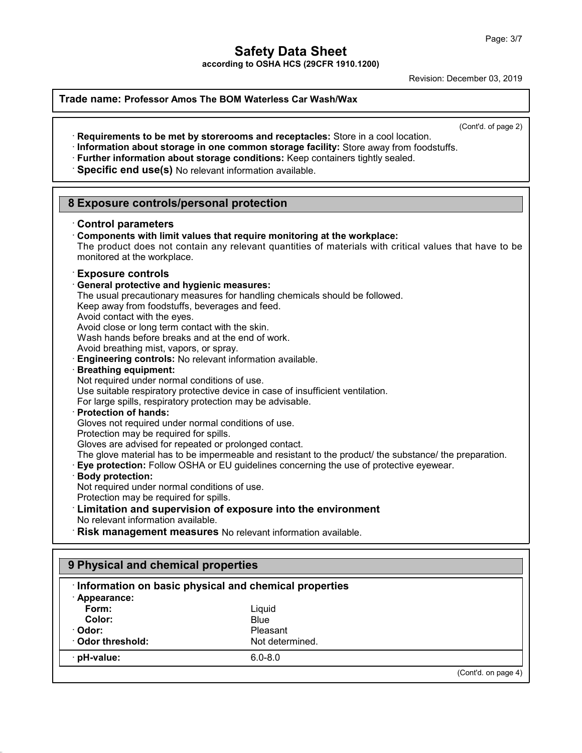**Trade name: Professor Amos The BOM Waterless Car Wash/Wax**

(Cont'd. of page 2)

· **Requirements to be met by storerooms and receptacles:** Store in a cool location.
· **Information about storage in one common storage facility:** Store away from foodstuffs.
· **Further information about storage conditions:** Keep containers tightly sealed.
· **Specific end use(s)** No relevant information available.

## 8 Exposure controls/personal protection

· **Control parameters**
· **Components with limit values that require monitoring at the workplace:**
The product does not contain any relevant quantities of materials with critical values that have to be monitored at the workplace.

· **Exposure controls**
· **General protective and hygienic measures:**
The usual precautionary measures for handling chemicals should be followed.
Keep away from foodstuffs, beverages and feed.
Avoid contact with the eyes.
Avoid close or long term contact with the skin.
Wash hands before breaks and at the end of work.
Avoid breathing mist, vapors, or spray.
· **Engineering controls:** No relevant information available.
· **Breathing equipment:**
Not required under normal conditions of use.
Use suitable respiratory protective device in case of insufficient ventilation.
For large spills, respiratory protection may be advisable.
· **Protection of hands:**
Gloves not required under normal conditions of use.
Protection may be required for spills.
Gloves are advised for repeated or prolonged contact.
The glove material has to be impermeable and resistant to the product/ the substance/ the preparation.
· **Eye protection:** Follow OSHA or EU guidelines concerning the use of protective eyewear.
· **Body protection:**
Not required under normal conditions of use.
Protection may be required for spills.
· **Limitation and supervision of exposure into the environment**
No relevant information available.
· **Risk management measures** No relevant information available.

## 9 Physical and chemical properties

· **Information on basic physical and chemical properties**

| | |
|---|---|
| · **Appearance:** | |
| **Form:** | Liquid |
| **Color:** | Blue |
| · **Odor:** | Pleasant |
| · **Odor threshold:** | Not determined. |
| · **pH-value:** | 6.0-8.0 |

(Cont'd. on page 4)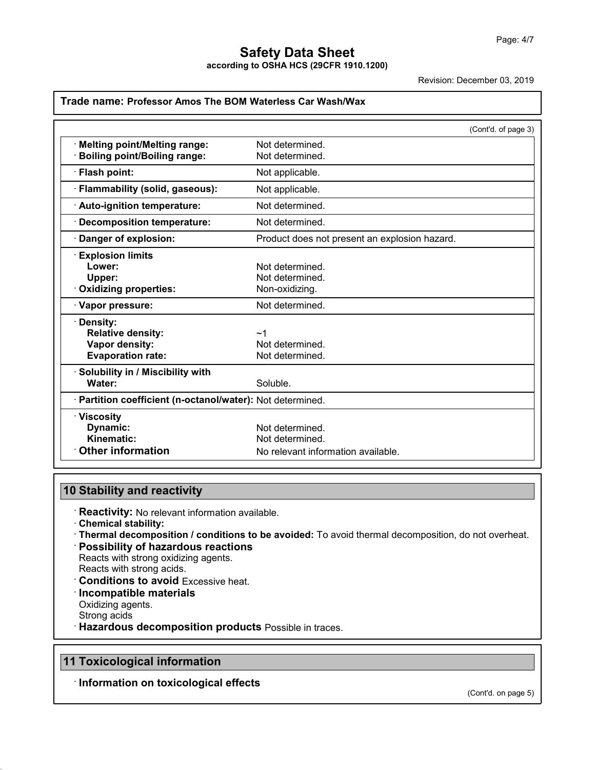**Safety Data Sheet**
**according to OSHA HCS (29CFR 1910.1200)**

Revision: December 03, 2019

**Trade name: Professor Amos The BOM Waterless Car Wash/Wax**

(Cont'd. of page 3)

| Property | Value |
|---|---|
| · **Melting point/Melting range:** | Not determined. |
| · **Boiling point/Boiling range:** | Not determined. |
| · **Flash point:** | Not applicable. |
| · **Flammability (solid, gaseous):** | Not applicable. |
| · **Auto-ignition temperature:** | Not determined. |
| · **Decomposition temperature:** | Not determined. |
| · **Danger of explosion:** | Product does not present an explosion hazard. |
| · **Explosion limits** | |
| **Lower:** | Not determined. |
| **Upper:** | Not determined. |
| · **Oxidizing properties:** | Non-oxidizing. |
| · **Vapor pressure:** | Not determined. |
| · **Density:** | |
| **Relative density:** | ~1 |
| **Vapor density:** | Not determined. |
| **Evaporation rate:** | Not determined. |
| · **Solubility in / Miscibility with** | |
| **Water:** | Soluble. |
| · **Partition coefficient (n-octanol/water):** | Not determined. |
| · **Viscosity** | |
| **Dynamic:** | Not determined. |
| **Kinematic:** | Not determined. |
| · **Other information** | No relevant information available. |

## 10 Stability and reactivity

· **Reactivity:** No relevant information available.
· **Chemical stability:**
· **Thermal decomposition / conditions to be avoided:** To avoid thermal decomposition, do not overheat.
· **Possibility of hazardous reactions**
Reacts with strong oxidizing agents.
Reacts with strong acids.
· **Conditions to avoid** Excessive heat.
· **Incompatible materials**
Oxidizing agents.
Strong acids
· **Hazardous decomposition products** Possible in traces.

## 11 Toxicological information

· **Information on toxicological effects**

(Cont'd. on page 5)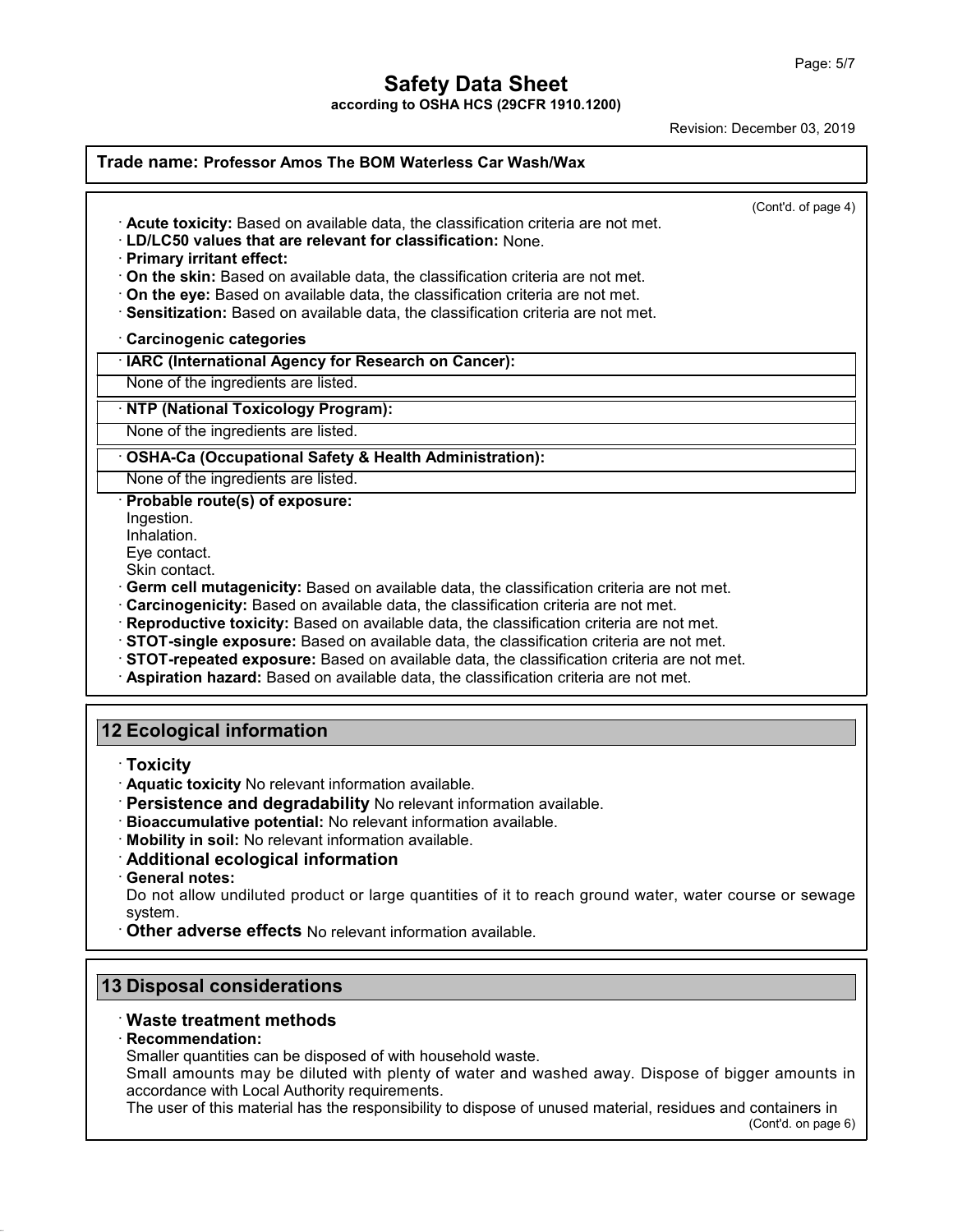**Trade name: Professor Amos The BOM Waterless Car Wash/Wax**

(Cont'd. of page 4)

· **Acute toxicity:** Based on available data, the classification criteria are not met.
· **LD/LC50 values that are relevant for classification:** None.
· **Primary irritant effect:**
· **On the skin:** Based on available data, the classification criteria are not met.
· **On the eye:** Based on available data, the classification criteria are not met.
· **Sensitization:** Based on available data, the classification criteria are not met.

· **Carcinogenic categories**

| · IARC (International Agency for Research on Cancer): |
|---|
| None of the ingredients are listed. |

| · NTP (National Toxicology Program): |
|---|
| None of the ingredients are listed. |

| · OSHA-Ca (Occupational Safety & Health Administration): |
|---|
| None of the ingredients are listed. |

· **Probable route(s) of exposure:**
Ingestion.
Inhalation.
Eye contact.
Skin contact.
· **Germ cell mutagenicity:** Based on available data, the classification criteria are not met.
· **Carcinogenicity:** Based on available data, the classification criteria are not met.
· **Reproductive toxicity:** Based on available data, the classification criteria are not met.
· **STOT-single exposure:** Based on available data, the classification criteria are not met.
· **STOT-repeated exposure:** Based on available data, the classification criteria are not met.
· **Aspiration hazard:** Based on available data, the classification criteria are not met.

## 12 Ecological information

· **Toxicity**
· **Aquatic toxicity** No relevant information available.
· **Persistence and degradability** No relevant information available.
· **Bioaccumulative potential:** No relevant information available.
· **Mobility in soil:** No relevant information available.
· **Additional ecological information**
· **General notes:**
Do not allow undiluted product or large quantities of it to reach ground water, water course or sewage system.
· **Other adverse effects** No relevant information available.

## 13 Disposal considerations

· **Waste treatment methods**
· **Recommendation:**
Smaller quantities can be disposed of with household waste.
Small amounts may be diluted with plenty of water and washed away. Dispose of bigger amounts in accordance with Local Authority requirements.
The user of this material has the responsibility to dispose of unused material, residues and containers in

(Cont'd. on page 6)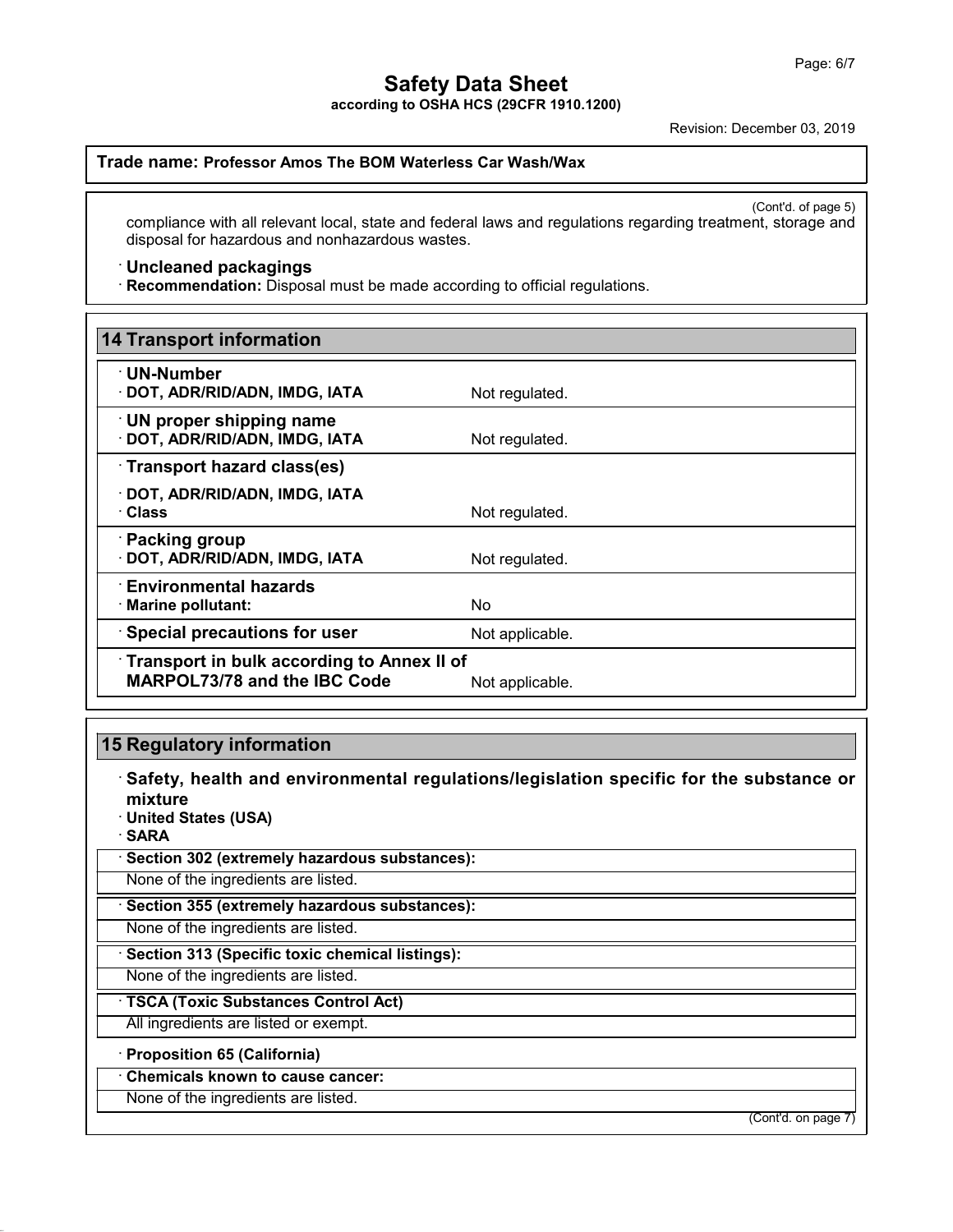(Cont'd. of page 5)

compliance with all relevant local, state and federal laws and regulations regarding treatment, storage and disposal for hazardous and nonhazardous wastes.

· **Uncleaned packagings**
· **Recommendation:** Disposal must be made according to official regulations.

## 14 Transport information

| | |
|---|---|
| · **UN-Number** | |
| · **DOT, ADR/RID/ADN, IMDG, IATA** | Not regulated. |
| · **UN proper shipping name** | |
| · **DOT, ADR/RID/ADN, IMDG, IATA** | Not regulated. |
| · **Transport hazard class(es)** | |
| · **DOT, ADR/RID/ADN, IMDG, IATA** | |
| · **Class** | Not regulated. |
| · **Packing group** | |
| · **DOT, ADR/RID/ADN, IMDG, IATA** | Not regulated. |
| · **Environmental hazards** | |
| · **Marine pollutant:** | No |
| · **Special precautions for user** | Not applicable. |
| · **Transport in bulk according to Annex II of MARPOL73/78 and the IBC Code** | Not applicable. |

## 15 Regulatory information

· **Safety, health and environmental regulations/legislation specific for the substance or mixture**
· **United States (USA)**
· **SARA**

· **Section 302 (extremely hazardous substances):**
None of the ingredients are listed.

· **Section 355 (extremely hazardous substances):**
None of the ingredients are listed.

· **Section 313 (Specific toxic chemical listings):**
None of the ingredients are listed.

· **TSCA (Toxic Substances Control Act)**
All ingredients are listed or exempt.

· **Proposition 65 (California)**

· **Chemicals known to cause cancer:**
None of the ingredients are listed.

(Cont'd. on page 7)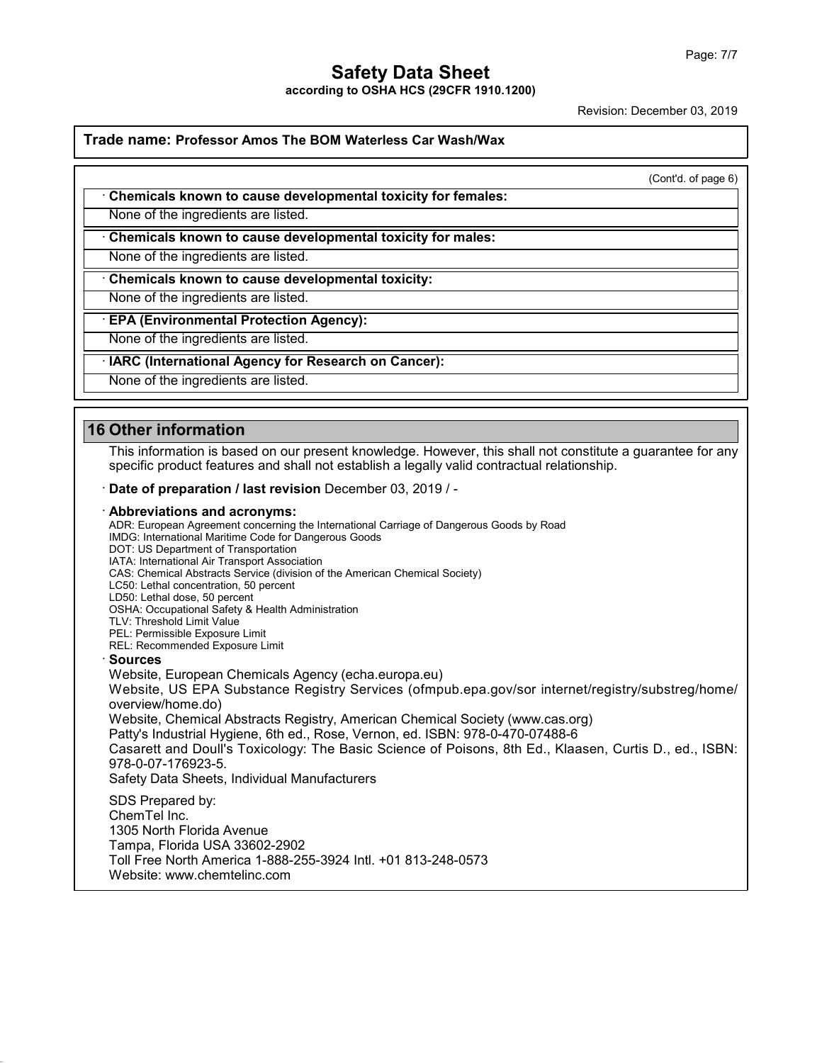(Cont'd. of page 6)

· **Chemicals known to cause developmental toxicity for females:**

None of the ingredients are listed.

· **Chemicals known to cause developmental toxicity for males:**

None of the ingredients are listed.

· **Chemicals known to cause developmental toxicity:**

None of the ingredients are listed.

· **EPA (Environmental Protection Agency):**

None of the ingredients are listed.

· **IARC (International Agency for Research on Cancer):**

None of the ingredients are listed.

## 16 Other information

This information is based on our present knowledge. However, this shall not constitute a guarantee for any specific product features and shall not establish a legally valid contractual relationship.

· **Date of preparation / last revision** December 03, 2019 / -

· **Abbreviations and acronyms:**

ADR: European Agreement concerning the International Carriage of Dangerous Goods by Road
IMDG: International Maritime Code for Dangerous Goods
DOT: US Department of Transportation
IATA: International Air Transport Association
CAS: Chemical Abstracts Service (division of the American Chemical Society)
LC50: Lethal concentration, 50 percent
LD50: Lethal dose, 50 percent
OSHA: Occupational Safety & Health Administration
TLV: Threshold Limit Value
PEL: Permissible Exposure Limit
REL: Recommended Exposure Limit

· **Sources**

Website, European Chemicals Agency (echa.europa.eu)
Website, US EPA Substance Registry Services (ofmpub.epa.gov/sor internet/registry/substreg/home/overview/home.do)
Website, Chemical Abstracts Registry, American Chemical Society (www.cas.org)
Patty's Industrial Hygiene, 6th ed., Rose, Vernon, ed. ISBN: 978-0-470-07488-6
Casarett and Doull's Toxicology: The Basic Science of Poisons, 8th Ed., Klaasen, Curtis D., ed., ISBN: 978-0-07-176923-5.
Safety Data Sheets, Individual Manufacturers

SDS Prepared by:
ChemTel Inc.
1305 North Florida Avenue
Tampa, Florida USA 33602-2902
Toll Free North America 1-888-255-3924 Intl. +01 813-248-0573
Website: www.chemtelinc.com